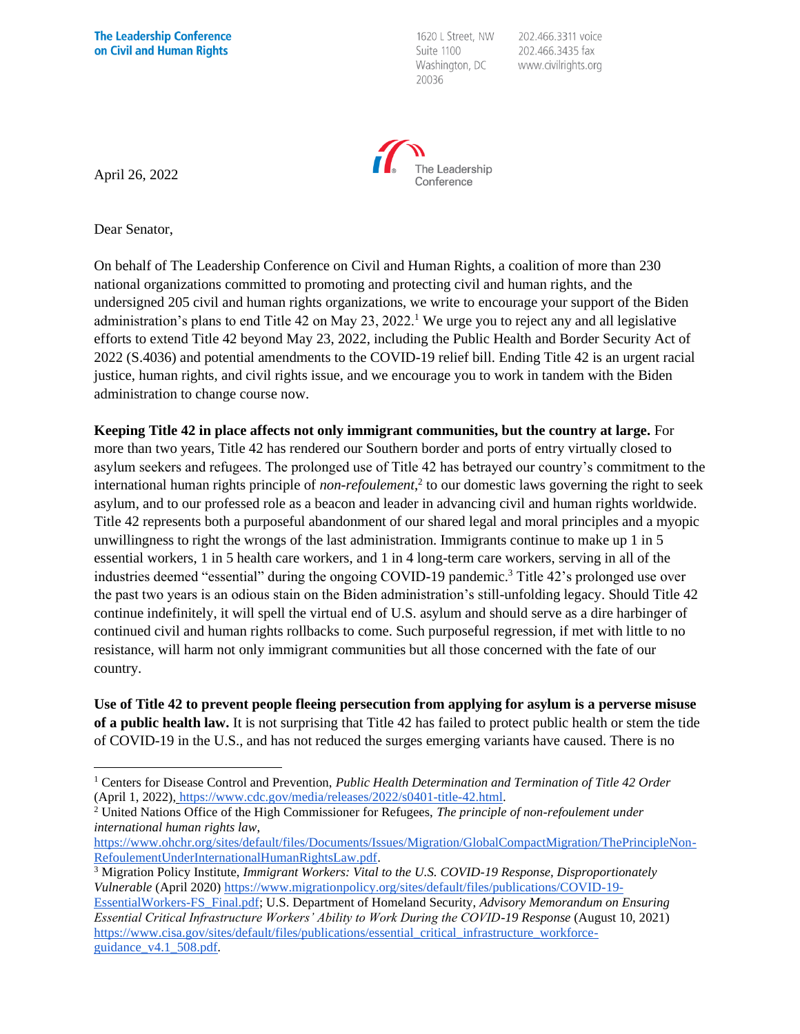The Leadership Conference on Civil and Human Rights

1620 L Street, NW
Suite 1100
Washington, DC
20036

202.466.3311 voice
202.466.3435 fax
www.civilrights.org

The Leadership Conference

April 26, 2022

Dear Senator,

On behalf of The Leadership Conference on Civil and Human Rights, a coalition of more than 230 national organizations committed to promoting and protecting civil and human rights, and the undersigned 205 civil and human rights organizations, we write to encourage your support of the Biden administration's plans to end Title 42 on May 23, 2022.[1] We urge you to reject any and all legislative efforts to extend Title 42 beyond May 23, 2022, including the Public Health and Border Security Act of 2022 (S.4036) and potential amendments to the COVID-19 relief bill. Ending Title 42 is an urgent racial justice, human rights, and civil rights issue, and we encourage you to work in tandem with the Biden administration to change course now.

**Keeping Title 42 in place affects not only immigrant communities, but the country at large.** For more than two years, Title 42 has rendered our Southern border and ports of entry virtually closed to asylum seekers and refugees. The prolonged use of Title 42 has betrayed our country's commitment to the international human rights principle of *non-refoulement*,[2] to our domestic laws governing the right to seek asylum, and to our professed role as a beacon and leader in advancing civil and human rights worldwide. Title 42 represents both a purposeful abandonment of our shared legal and moral principles and a myopic unwillingness to right the wrongs of the last administration. Immigrants continue to make up 1 in 5 essential workers, 1 in 5 health care workers, and 1 in 4 long-term care workers, serving in all of the industries deemed "essential" during the ongoing COVID-19 pandemic.[3] Title 42's prolonged use over the past two years is an odious stain on the Biden administration's still-unfolding legacy. Should Title 42 continue indefinitely, it will spell the virtual end of U.S. asylum and should serve as a dire harbinger of continued civil and human rights rollbacks to come. Such purposeful regression, if met with little to no resistance, will harm not only immigrant communities but all those concerned with the fate of our country.

**Use of Title 42 to prevent people fleeing persecution from applying for asylum is a perverse misuse of a public health law.** It is not surprising that Title 42 has failed to protect public health or stem the tide of COVID-19 in the U.S., and has not reduced the surges emerging variants have caused. There is no

---

[1] Centers for Disease Control and Prevention, *Public Health Determination and Termination of Title 42 Order* (April 1, 2022), https://www.cdc.gov/media/releases/2022/s0401-title-42.html.

[2] United Nations Office of the High Commissioner for Refugees, *The principle of non-refoulement under international human rights law*, https://www.ohchr.org/sites/default/files/Documents/Issues/Migration/GlobalCompactMigration/ThePrincipleNon-RefoulementUnderInternationalHumanRightsLaw.pdf.

[3] Migration Policy Institute, *Immigrant Workers: Vital to the U.S. COVID-19 Response, Disproportionately Vulnerable* (April 2020) https://www.migrationpolicy.org/sites/default/files/publications/COVID-19-EssentialWorkers-FS_Final.pdf; U.S. Department of Homeland Security, *Advisory Memorandum on Ensuring Essential Critical Infrastructure Workers' Ability to Work During the COVID-19 Response* (August 10, 2021) https://www.cisa.gov/sites/default/files/publications/essential_critical_infrastructure_workforce-guidance_v4.1_508.pdf.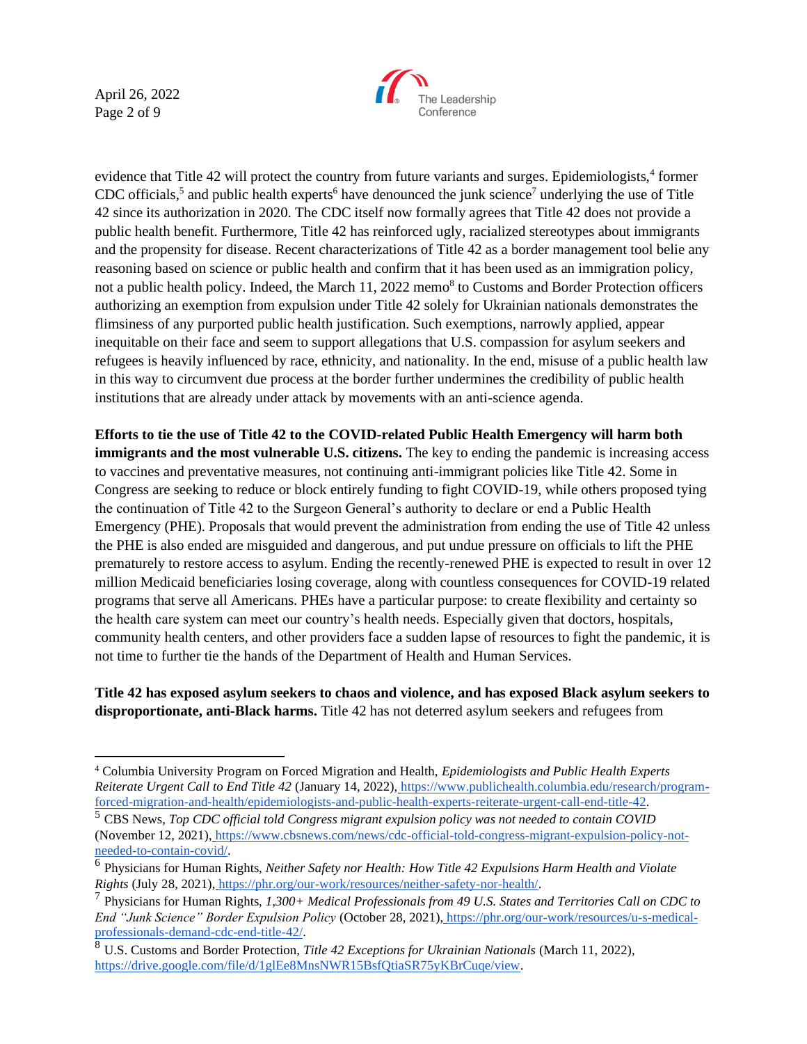evidence that Title 42 will protect the country from future variants and surges. Epidemiologists,[4] former CDC officials,[5] and public health experts[6] have denounced the junk science[7] underlying the use of Title 42 since its authorization in 2020. The CDC itself now formally agrees that Title 42 does not provide a public health benefit. Furthermore, Title 42 has reinforced ugly, racialized stereotypes about immigrants and the propensity for disease. Recent characterizations of Title 42 as a border management tool belie any reasoning based on science or public health and confirm that it has been used as an immigration policy, not a public health policy. Indeed, the March 11, 2022 memo[8] to Customs and Border Protection officers authorizing an exemption from expulsion under Title 42 solely for Ukrainian nationals demonstrates the flimsiness of any purported public health justification. Such exemptions, narrowly applied, appear inequitable on their face and seem to support allegations that U.S. compassion for asylum seekers and refugees is heavily influenced by race, ethnicity, and nationality. In the end, misuse of a public health law in this way to circumvent due process at the border further undermines the credibility of public health institutions that are already under attack by movements with an anti-science agenda.

**Efforts to tie the use of Title 42 to the COVID-related Public Health Emergency will harm both immigrants and the most vulnerable U.S. citizens.** The key to ending the pandemic is increasing access to vaccines and preventative measures, not continuing anti-immigrant policies like Title 42. Some in Congress are seeking to reduce or block entirely funding to fight COVID-19, while others proposed tying the continuation of Title 42 to the Surgeon General's authority to declare or end a Public Health Emergency (PHE). Proposals that would prevent the administration from ending the use of Title 42 unless the PHE is also ended are misguided and dangerous, and put undue pressure on officials to lift the PHE prematurely to restore access to asylum. Ending the recently-renewed PHE is expected to result in over 12 million Medicaid beneficiaries losing coverage, along with countless consequences for COVID-19 related programs that serve all Americans. PHEs have a particular purpose: to create flexibility and certainty so the health care system can meet our country's health needs. Especially given that doctors, hospitals, community health centers, and other providers face a sudden lapse of resources to fight the pandemic, it is not time to further tie the hands of the Department of Health and Human Services.

**Title 42 has exposed asylum seekers to chaos and violence, and has exposed Black asylum seekers to disproportionate, anti-Black harms.** Title 42 has not deterred asylum seekers and refugees from

---

[4] Columbia University Program on Forced Migration and Health, *Epidemiologists and Public Health Experts Reiterate Urgent Call to End Title 42* (January 14, 2022), https://www.publichealth.columbia.edu/research/program-forced-migration-and-health/epidemiologists-and-public-health-experts-reiterate-urgent-call-end-title-42.

[5] CBS News, *Top CDC official told Congress migrant expulsion policy was not needed to contain COVID* (November 12, 2021), https://www.cbsnews.com/news/cdc-official-told-congress-migrant-expulsion-policy-not-needed-to-contain-covid/.

[6] Physicians for Human Rights, *Neither Safety nor Health: How Title 42 Expulsions Harm Health and Violate Rights* (July 28, 2021), https://phr.org/our-work/resources/neither-safety-nor-health/.

[7] Physicians for Human Rights, *1,300+ Medical Professionals from 49 U.S. States and Territories Call on CDC to End "Junk Science" Border Expulsion Policy* (October 28, 2021), https://phr.org/our-work/resources/u-s-medical-professionals-demand-cdc-end-title-42/.

[8] U.S. Customs and Border Protection, *Title 42 Exceptions for Ukrainian Nationals* (March 11, 2022), https://drive.google.com/file/d/1glEe8MnsNWR15BsfQtiaSR75yKBrCuqe/view.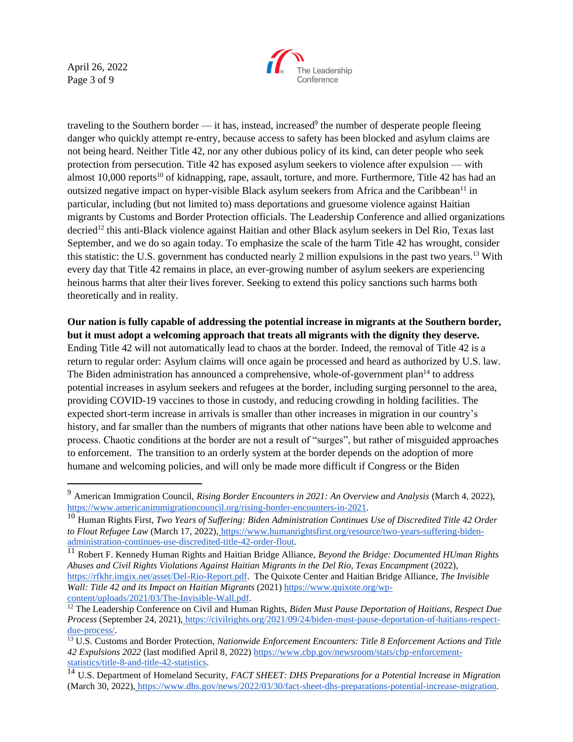traveling to the Southern border — it has, instead, increased[9] the number of desperate people fleeing danger who quickly attempt re-entry, because access to safety has been blocked and asylum claims are not being heard. Neither Title 42, nor any other dubious policy of its kind, can deter people who seek protection from persecution. Title 42 has exposed asylum seekers to violence after expulsion — with almost 10,000 reports[10] of kidnapping, rape, assault, torture, and more. Furthermore, Title 42 has had an outsized negative impact on hyper-visible Black asylum seekers from Africa and the Caribbean[11] in particular, including (but not limited to) mass deportations and gruesome violence against Haitian migrants by Customs and Border Protection officials. The Leadership Conference and allied organizations decried[12] this anti-Black violence against Haitian and other Black asylum seekers in Del Rio, Texas last September, and we do so again today. To emphasize the scale of the harm Title 42 has wrought, consider this statistic: the U.S. government has conducted nearly 2 million expulsions in the past two years.[13] With every day that Title 42 remains in place, an ever-growing number of asylum seekers are experiencing heinous harms that alter their lives forever. Seeking to extend this policy sanctions such harms both theoretically and in reality.

**Our nation is fully capable of addressing the potential increase in migrants at the Southern border, but it must adopt a welcoming approach that treats all migrants with the dignity they deserve.** Ending Title 42 will not automatically lead to chaos at the border. Indeed, the removal of Title 42 is a return to regular order: Asylum claims will once again be processed and heard as authorized by U.S. law. The Biden administration has announced a comprehensive, whole-of-government plan[14] to address potential increases in asylum seekers and refugees at the border, including surging personnel to the area, providing COVID-19 vaccines to those in custody, and reducing crowding in holding facilities. The expected short-term increase in arrivals is smaller than other increases in migration in our country's history, and far smaller than the numbers of migrants that other nations have been able to welcome and process. Chaotic conditions at the border are not a result of "surges", but rather of misguided approaches to enforcement. The transition to an orderly system at the border depends on the adoption of more humane and welcoming policies, and will only be made more difficult if Congress or the Biden

---

[9] American Immigration Council, *Rising Border Encounters in 2021: An Overview and Analysis* (March 4, 2022), https://www.americanimmigrationcouncil.org/rising-border-encounters-in-2021.

[10] Human Rights First, *Two Years of Suffering: Biden Administration Continues Use of Discredited Title 42 Order to Flout Refugee Law* (March 17, 2022), https://www.humanrightsfirst.org/resource/two-years-suffering-biden-administration-continues-use-discredited-title-42-order-flout.

[11] Robert F. Kennedy Human Rights and Haitian Bridge Alliance, *Beyond the Bridge: Documented HUman Rights Abuses and Civil Rights Violations Against Haitian Migrants in the Del Rio, Texas Encampment* (2022), https://rfkhr.imgix.net/asset/Del-Rio-Report.pdf. The Quixote Center and Haitian Bridge Alliance, *The Invisible Wall: Title 42 and its Impact on Haitian Migrants* (2021) https://www.quixote.org/wp-content/uploads/2021/03/The-Invisible-Wall.pdf.

[12] The Leadership Conference on Civil and Human Rights, *Biden Must Pause Deportation of Haitians, Respect Due Process* (September 24, 2021), https://civilrights.org/2021/09/24/biden-must-pause-deportation-of-haitians-respect-due-process/.

[13] U.S. Customs and Border Protection, *Nationwide Enforcement Encounters: Title 8 Enforcement Actions and Title 42 Expulsions 2022* (last modified April 8, 2022) https://www.cbp.gov/newsroom/stats/cbp-enforcement-statistics/title-8-and-title-42-statistics.

[14] U.S. Department of Homeland Security, *FACT SHEET: DHS Preparations for a Potential Increase in Migration* (March 30, 2022), https://www.dhs.gov/news/2022/03/30/fact-sheet-dhs-preparations-potential-increase-migration.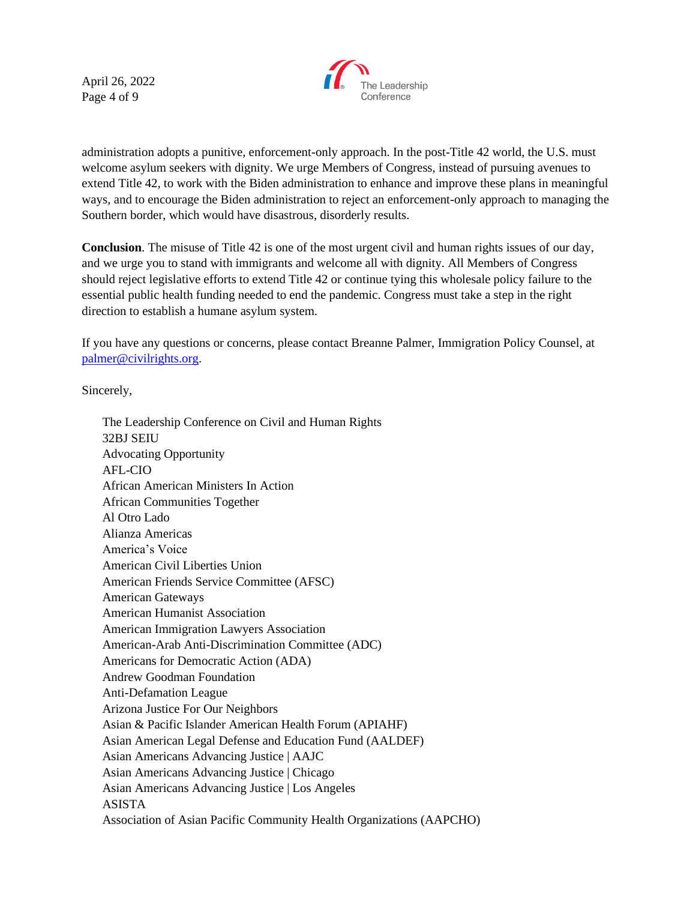administration adopts a punitive, enforcement-only approach. In the post-Title 42 world, the U.S. must welcome asylum seekers with dignity. We urge Members of Congress, instead of pursuing avenues to extend Title 42, to work with the Biden administration to enhance and improve these plans in meaningful ways, and to encourage the Biden administration to reject an enforcement-only approach to managing the Southern border, which would have disastrous, disorderly results.

**Conclusion**. The misuse of Title 42 is one of the most urgent civil and human rights issues of our day, and we urge you to stand with immigrants and welcome all with dignity. All Members of Congress should reject legislative efforts to extend Title 42 or continue tying this wholesale policy failure to the essential public health funding needed to end the pandemic. Congress must take a step in the right direction to establish a humane asylum system.

If you have any questions or concerns, please contact Breanne Palmer, Immigration Policy Counsel, at palmer@civilrights.org.

Sincerely,

The Leadership Conference on Civil and Human Rights
32BJ SEIU
Advocating Opportunity
AFL-CIO
African American Ministers In Action
African Communities Together
Al Otro Lado
Alianza Americas
America's Voice
American Civil Liberties Union
American Friends Service Committee (AFSC)
American Gateways
American Humanist Association
American Immigration Lawyers Association
American-Arab Anti-Discrimination Committee (ADC)
Americans for Democratic Action (ADA)
Andrew Goodman Foundation
Anti-Defamation League
Arizona Justice For Our Neighbors
Asian & Pacific Islander American Health Forum (APIAHF)
Asian American Legal Defense and Education Fund (AALDEF)
Asian Americans Advancing Justice | AAJC
Asian Americans Advancing Justice | Chicago
Asian Americans Advancing Justice | Los Angeles
ASISTA
Association of Asian Pacific Community Health Organizations (AAPCHO)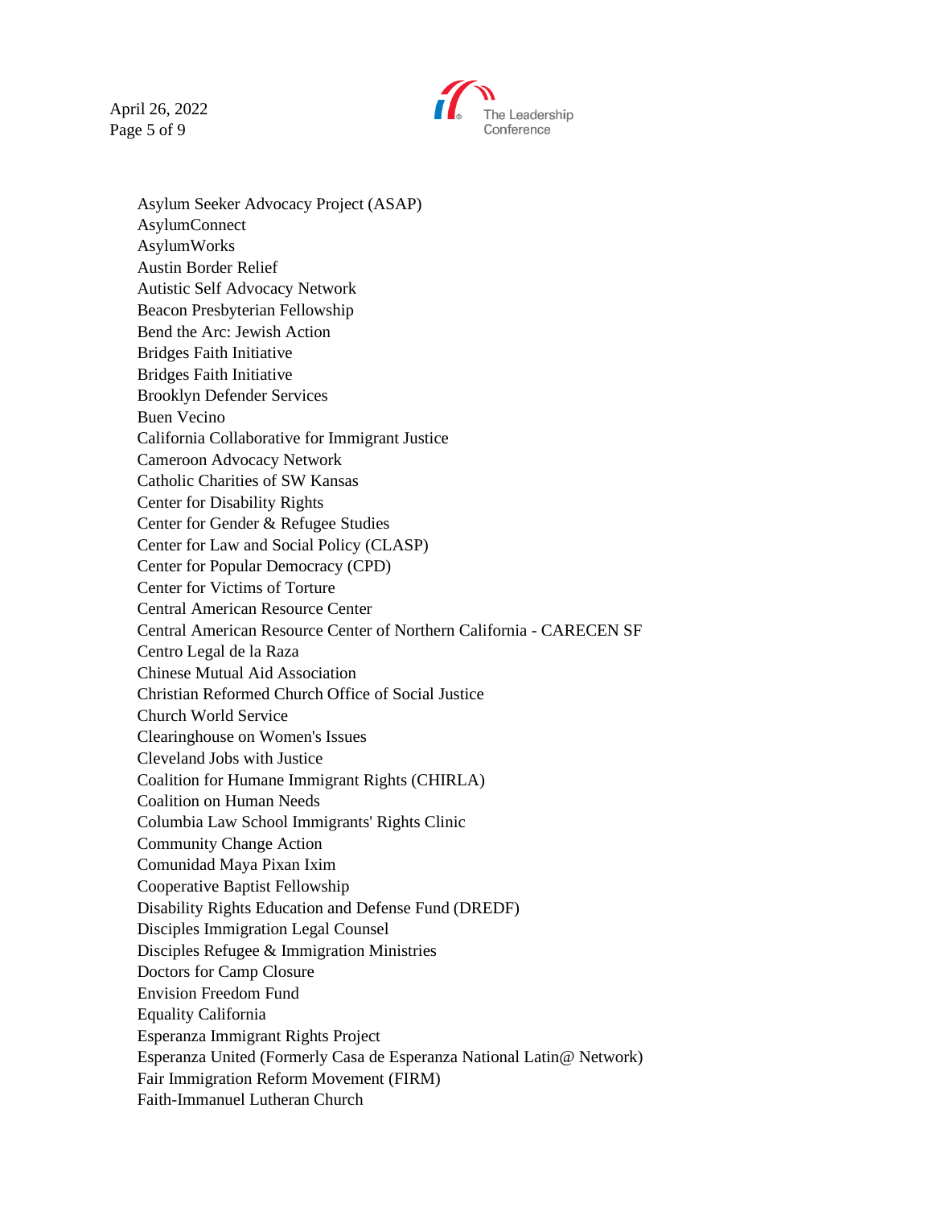Asylum Seeker Advocacy Project (ASAP)
AsylumConnect
AsylumWorks
Austin Border Relief
Autistic Self Advocacy Network
Beacon Presbyterian Fellowship
Bend the Arc: Jewish Action
Bridges Faith Initiative
Bridges Faith Initiative
Brooklyn Defender Services
Buen Vecino
California Collaborative for Immigrant Justice
Cameroon Advocacy Network
Catholic Charities of SW Kansas
Center for Disability Rights
Center for Gender & Refugee Studies
Center for Law and Social Policy (CLASP)
Center for Popular Democracy (CPD)
Center for Victims of Torture
Central American Resource Center
Central American Resource Center of Northern California - CARECEN SF
Centro Legal de la Raza
Chinese Mutual Aid Association
Christian Reformed Church Office of Social Justice
Church World Service
Clearinghouse on Women's Issues
Cleveland Jobs with Justice
Coalition for Humane Immigrant Rights (CHIRLA)
Coalition on Human Needs
Columbia Law School Immigrants' Rights Clinic
Community Change Action
Comunidad Maya Pixan Ixim
Cooperative Baptist Fellowship
Disability Rights Education and Defense Fund (DREDF)
Disciples Immigration Legal Counsel
Disciples Refugee & Immigration Ministries
Doctors for Camp Closure
Envision Freedom Fund
Equality California
Esperanza Immigrant Rights Project
Esperanza United (Formerly Casa de Esperanza National Latin@ Network)
Fair Immigration Reform Movement (FIRM)
Faith-Immanuel Lutheran Church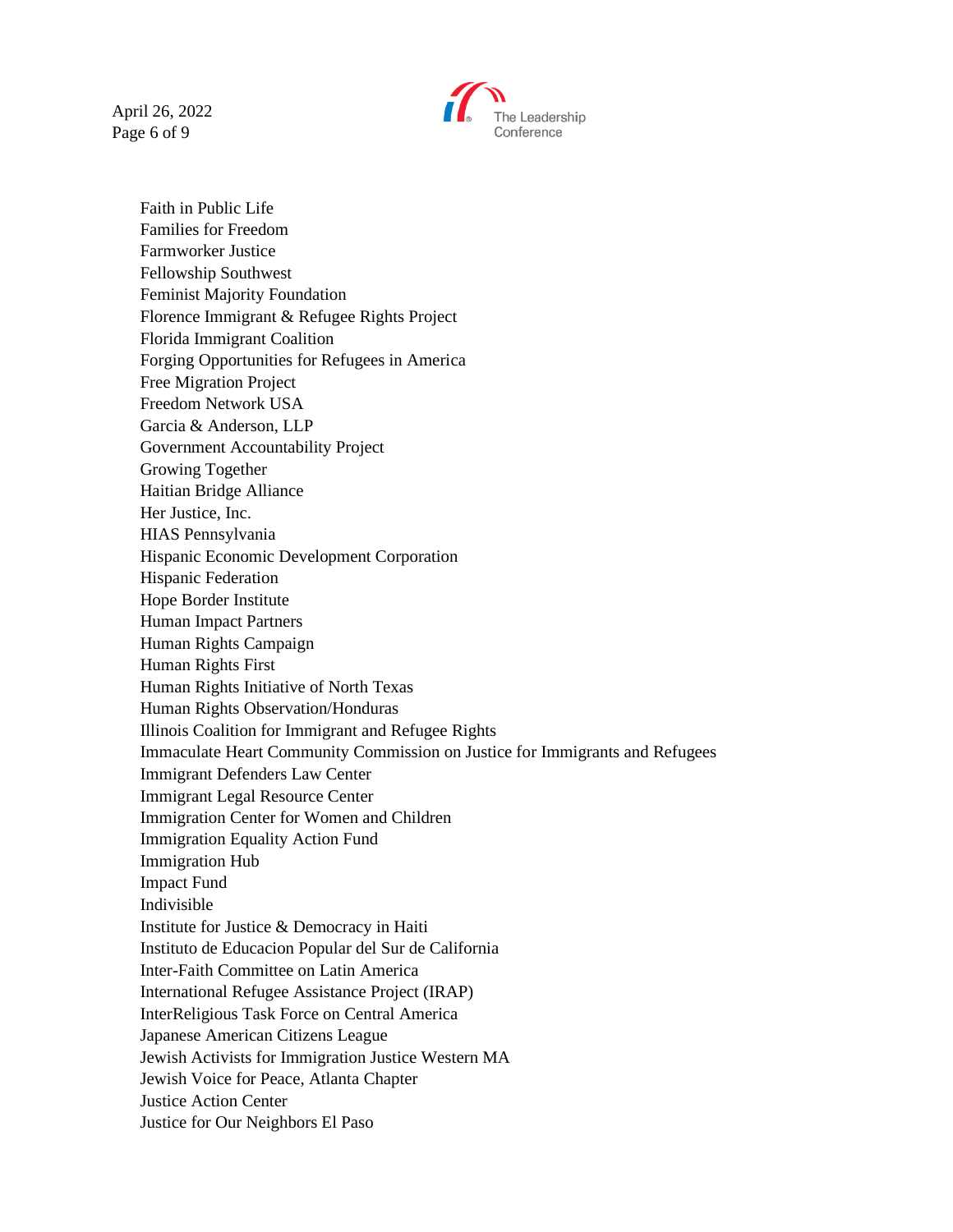Faith in Public Life
Families for Freedom
Farmworker Justice
Fellowship Southwest
Feminist Majority Foundation
Florence Immigrant & Refugee Rights Project
Florida Immigrant Coalition
Forging Opportunities for Refugees in America
Free Migration Project
Freedom Network USA
Garcia & Anderson, LLP
Government Accountability Project
Growing Together
Haitian Bridge Alliance
Her Justice, Inc.
HIAS Pennsylvania
Hispanic Economic Development Corporation
Hispanic Federation
Hope Border Institute
Human Impact Partners
Human Rights Campaign
Human Rights First
Human Rights Initiative of North Texas
Human Rights Observation/Honduras
Illinois Coalition for Immigrant and Refugee Rights
Immaculate Heart Community Commission on Justice for Immigrants and Refugees
Immigrant Defenders Law Center
Immigrant Legal Resource Center
Immigration Center for Women and Children
Immigration Equality Action Fund
Immigration Hub
Impact Fund
Indivisible
Institute for Justice & Democracy in Haiti
Instituto de Educacion Popular del Sur de California
Inter-Faith Committee on Latin America
International Refugee Assistance Project (IRAP)
InterReligious Task Force on Central America
Japanese American Citizens League
Jewish Activists for Immigration Justice Western MA
Jewish Voice for Peace, Atlanta Chapter
Justice Action Center
Justice for Our Neighbors El Paso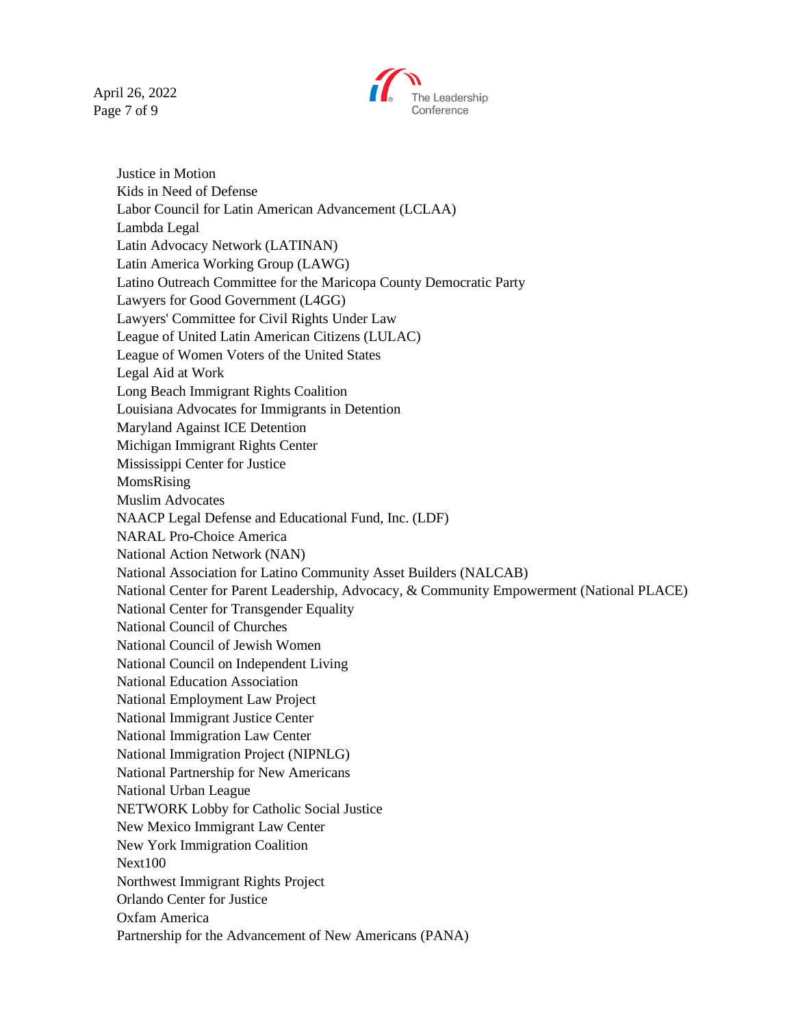Justice in Motion
Kids in Need of Defense
Labor Council for Latin American Advancement (LCLAA)
Lambda Legal
Latin Advocacy Network (LATINAN)
Latin America Working Group (LAWG)
Latino Outreach Committee for the Maricopa County Democratic Party
Lawyers for Good Government (L4GG)
Lawyers' Committee for Civil Rights Under Law
League of United Latin American Citizens (LULAC)
League of Women Voters of the United States
Legal Aid at Work
Long Beach Immigrant Rights Coalition
Louisiana Advocates for Immigrants in Detention
Maryland Against ICE Detention
Michigan Immigrant Rights Center
Mississippi Center for Justice
MomsRising
Muslim Advocates
NAACP Legal Defense and Educational Fund, Inc. (LDF)
NARAL Pro-Choice America
National Action Network (NAN)
National Association for Latino Community Asset Builders (NALCAB)
National Center for Parent Leadership, Advocacy, & Community Empowerment (National PLACE)
National Center for Transgender Equality
National Council of Churches
National Council of Jewish Women
National Council on Independent Living
National Education Association
National Employment Law Project
National Immigrant Justice Center
National Immigration Law Center
National Immigration Project (NIPNLG)
National Partnership for New Americans
National Urban League
NETWORK Lobby for Catholic Social Justice
New Mexico Immigrant Law Center
New York Immigration Coalition
Next100
Northwest Immigrant Rights Project
Orlando Center for Justice
Oxfam America
Partnership for the Advancement of New Americans (PANA)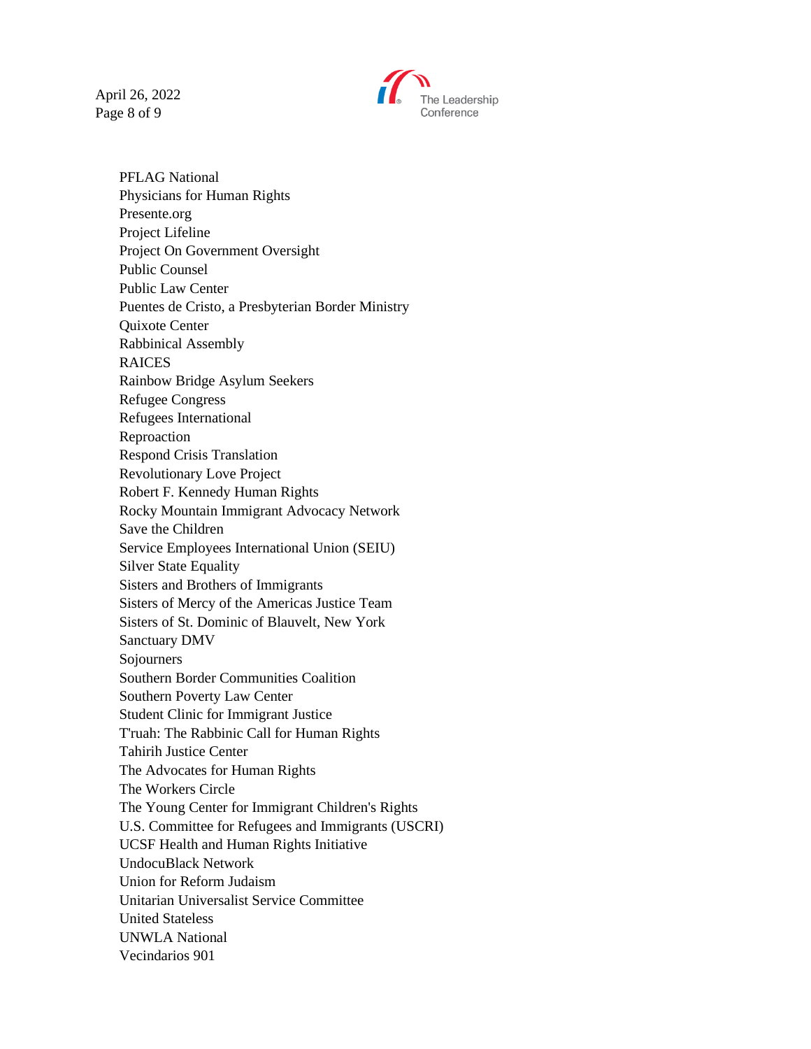PFLAG National
Physicians for Human Rights
Presente.org
Project Lifeline
Project On Government Oversight
Public Counsel
Public Law Center
Puentes de Cristo, a Presbyterian Border Ministry
Quixote Center
Rabbinical Assembly
RAICES
Rainbow Bridge Asylum Seekers
Refugee Congress
Refugees International
Reproaction
Respond Crisis Translation
Revolutionary Love Project
Robert F. Kennedy Human Rights
Rocky Mountain Immigrant Advocacy Network
Save the Children
Service Employees International Union (SEIU)
Silver State Equality
Sisters and Brothers of Immigrants
Sisters of Mercy of the Americas Justice Team
Sisters of St. Dominic of Blauvelt, New York
Sanctuary DMV
Sojourners
Southern Border Communities Coalition
Southern Poverty Law Center
Student Clinic for Immigrant Justice
T'ruah: The Rabbinic Call for Human Rights
Tahirih Justice Center
The Advocates for Human Rights
The Workers Circle
The Young Center for Immigrant Children's Rights
U.S. Committee for Refugees and Immigrants (USCRI)
UCSF Health and Human Rights Initiative
UndocuBlack Network
Union for Reform Judaism
Unitarian Universalist Service Committee
United Stateless
UNWLA National
Vecindarios 901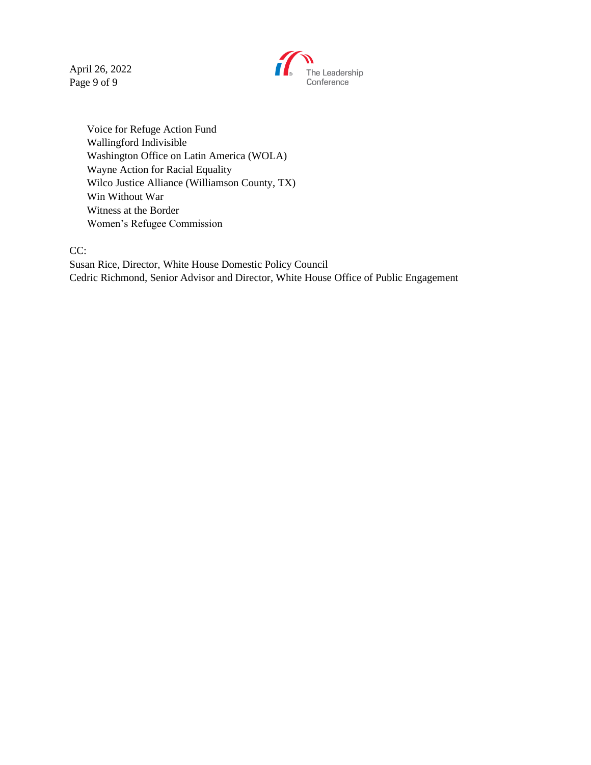Voice for Refuge Action Fund
Wallingford Indivisible
Washington Office on Latin America (WOLA)
Wayne Action for Racial Equality
Wilco Justice Alliance (Williamson County, TX)
Win Without War
Witness at the Border
Women's Refugee Commission

CC:
Susan Rice, Director, White House Domestic Policy Council
Cedric Richmond, Senior Advisor and Director, White House Office of Public Engagement